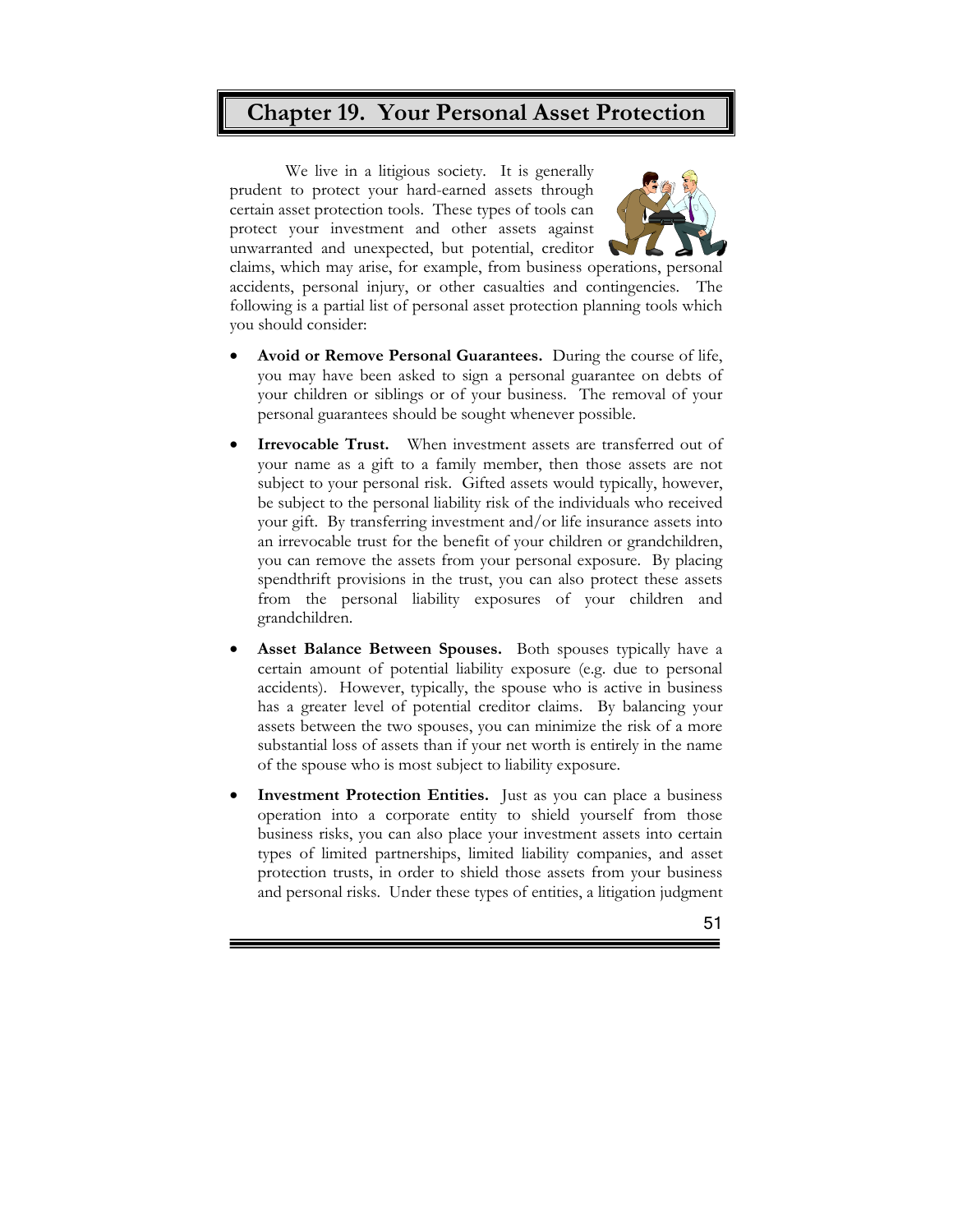# Chapter 19. Your Personal Asset Protection

We live in a litigious society. It is generally prudent to protect your hard-earned assets through certain asset protection tools. These types of tools can protect your investment and other assets against unwarranted and unexpected, but potential, creditor claims, which may arise, for example, from business operations, personal accidents, personal injury, or other casualties and contingencies. The following is a partial list of personal asset protection planning tools which you should consider:

- **Avoid or Remove Personal Guarantees.** During the course of life, you may have been asked to sign a personal guarantee on debts of your children or siblings or of your business. The removal of your personal guarantees should be sought whenever possible.

- **Irrevocable Trust.** When investment assets are transferred out of your name as a gift to a family member, then those assets are not subject to your personal risk. Gifted assets would typically, however, be subject to the personal liability risk of the individuals who received your gift. By transferring investment and/or life insurance assets into an irrevocable trust for the benefit of your children or grandchildren, you can remove the assets from your personal exposure. By placing spendthrift provisions in the trust, you can also protect these assets from the personal liability exposures of your children and grandchildren.

- **Asset Balance Between Spouses.** Both spouses typically have a certain amount of potential liability exposure (e.g. due to personal accidents). However, typically, the spouse who is active in business has a greater level of potential creditor claims. By balancing your assets between the two spouses, you can minimize the risk of a more substantial loss of assets than if your net worth is entirely in the name of the spouse who is most subject to liability exposure.

- **Investment Protection Entities.** Just as you can place a business operation into a corporate entity to shield yourself from those business risks, you can also place your investment assets into certain types of limited partnerships, limited liability companies, and asset protection trusts, in order to shield those assets from your business and personal risks. Under these types of entities, a litigation judgment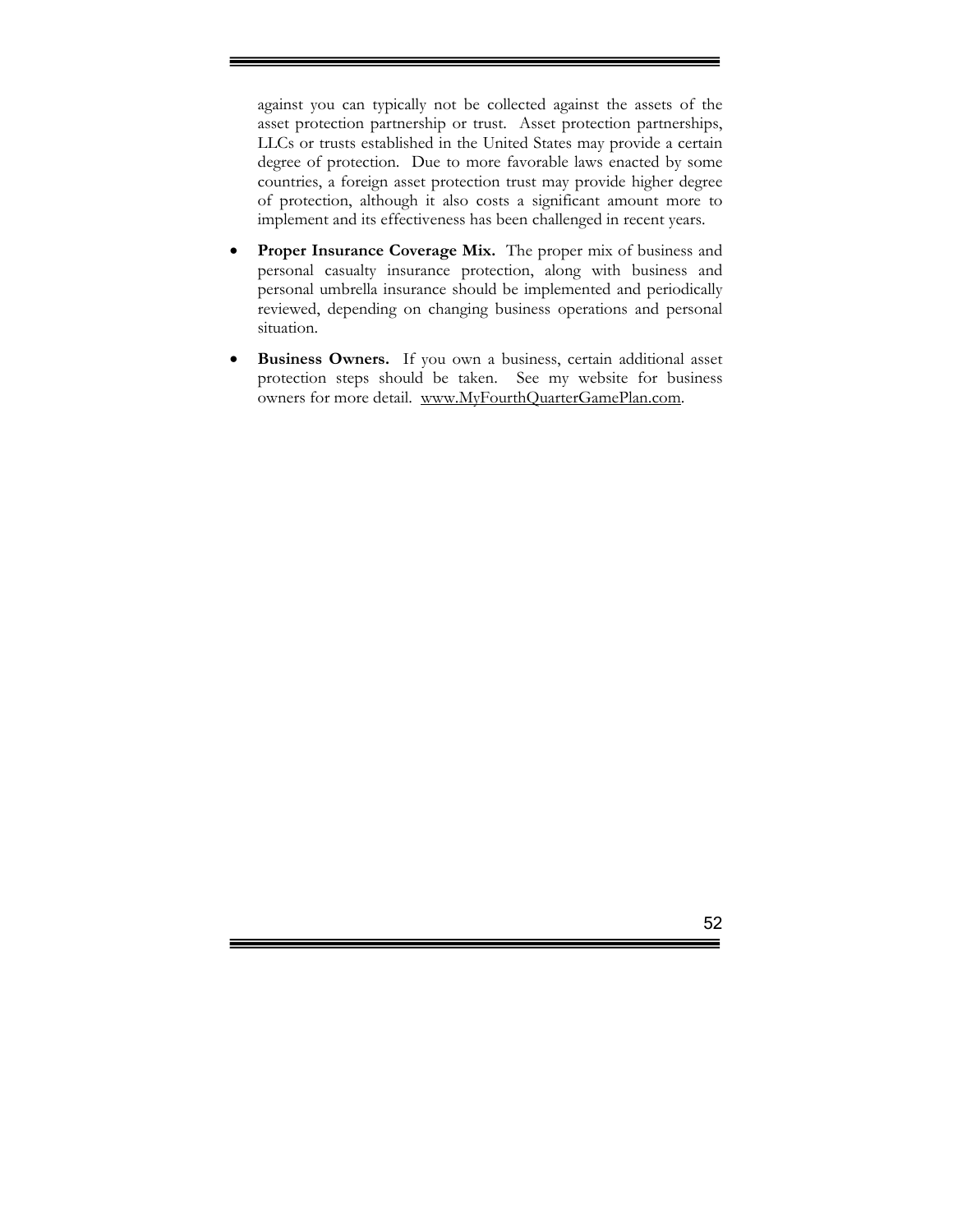against you can typically not be collected against the assets of the asset protection partnership or trust. Asset protection partnerships, LLCs or trusts established in the United States may provide a certain degree of protection. Due to more favorable laws enacted by some countries, a foreign asset protection trust may provide higher degree of protection, although it also costs a significant amount more to implement and its effectiveness has been challenged in recent years.

- **Proper Insurance Coverage Mix.** The proper mix of business and personal casualty insurance protection, along with business and personal umbrella insurance should be implemented and periodically reviewed, depending on changing business operations and personal situation.

- **Business Owners.** If you own a business, certain additional asset protection steps should be taken. See my website for business owners for more detail. www.MyFourthQuarterGamePlan.com.